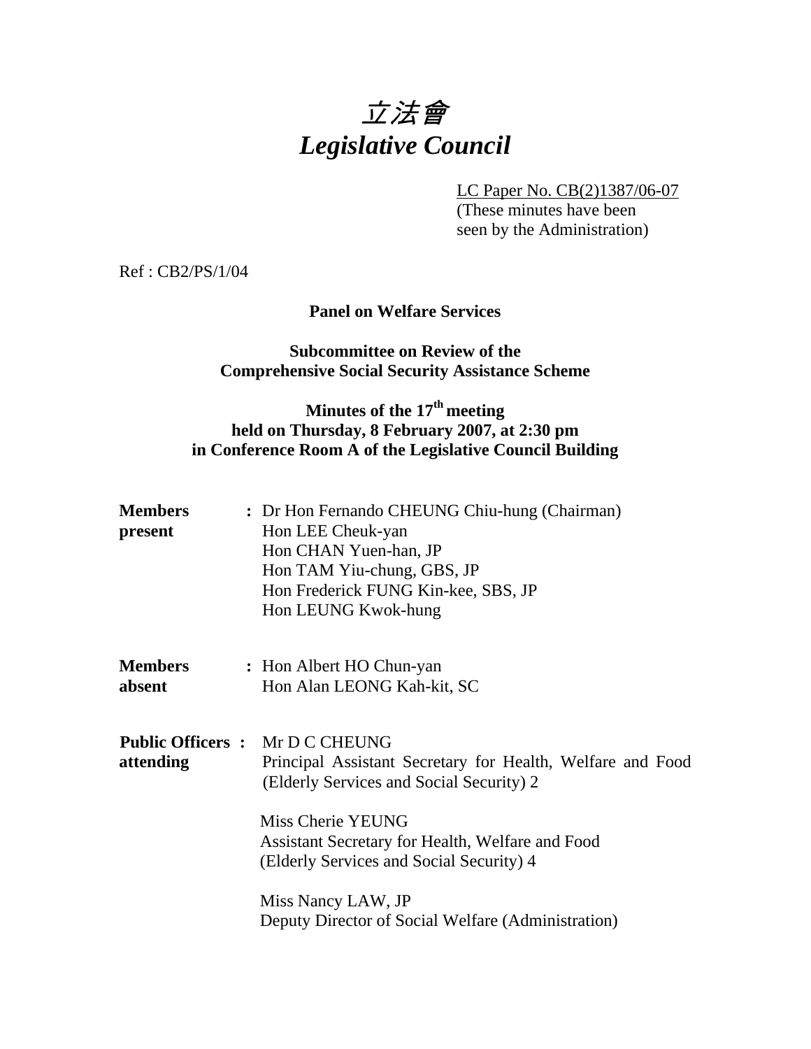# *立法會*
# *Legislative Council*

LC Paper No. CB(2)1387/06-07
(These minutes have been seen by the Administration)

Ref : CB2/PS/1/04

**Panel on Welfare Services**

**Subcommittee on Review of the Comprehensive Social Security Assistance Scheme**

**Minutes of the 17th meeting held on Thursday, 8 February 2007, at 2:30 pm in Conference Room A of the Legislative Council Building**

**Members present** : Dr Hon Fernando CHEUNG Chiu-hung (Chairman)
Hon LEE Cheuk-yan
Hon CHAN Yuen-han, JP
Hon TAM Yiu-chung, GBS, JP
Hon Frederick FUNG Kin-kee, SBS, JP
Hon LEUNG Kwok-hung

**Members absent** : Hon Albert HO Chun-yan
Hon Alan LEONG Kah-kit, SC

**Public Officers attending** : Mr D C CHEUNG
Principal Assistant Secretary for Health, Welfare and Food (Elderly Services and Social Security) 2

Miss Cherie YEUNG
Assistant Secretary for Health, Welfare and Food (Elderly Services and Social Security) 4

Miss Nancy LAW, JP
Deputy Director of Social Welfare (Administration)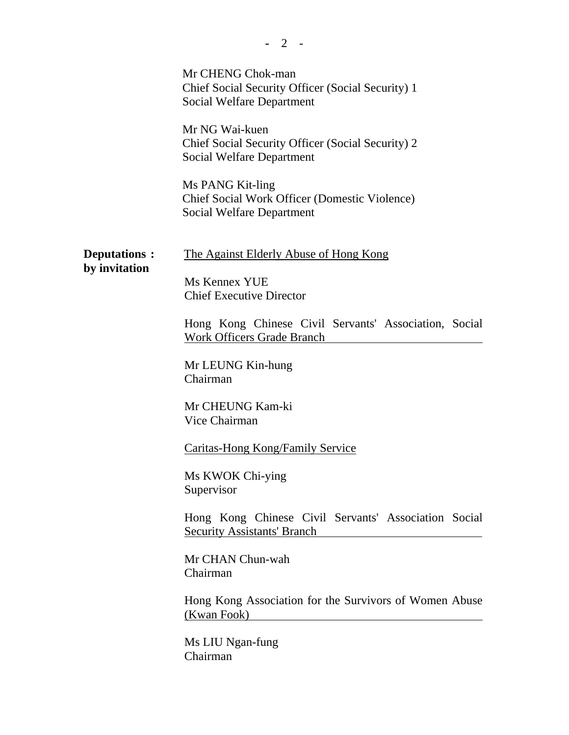Mr CHENG Chok-man
Chief Social Security Officer (Social Security) 1
Social Welfare Department

Mr NG Wai-kuen
Chief Social Security Officer (Social Security) 2
Social Welfare Department

Ms PANG Kit-ling
Chief Social Work Officer (Domestic Violence)
Social Welfare Department

**Deputations : by invitation**

The Against Elderly Abuse of Hong Kong

Ms Kennex YUE
Chief Executive Director

Hong Kong Chinese Civil Servants' Association, Social Work Officers Grade Branch

Mr LEUNG Kin-hung
Chairman

Mr CHEUNG Kam-ki
Vice Chairman

Caritas-Hong Kong/Family Service

Ms KWOK Chi-ying
Supervisor

Hong Kong Chinese Civil Servants' Association Social Security Assistants' Branch

Mr CHAN Chun-wah
Chairman

Hong Kong Association for the Survivors of Women Abuse (Kwan Fook)

Ms LIU Ngan-fung
Chairman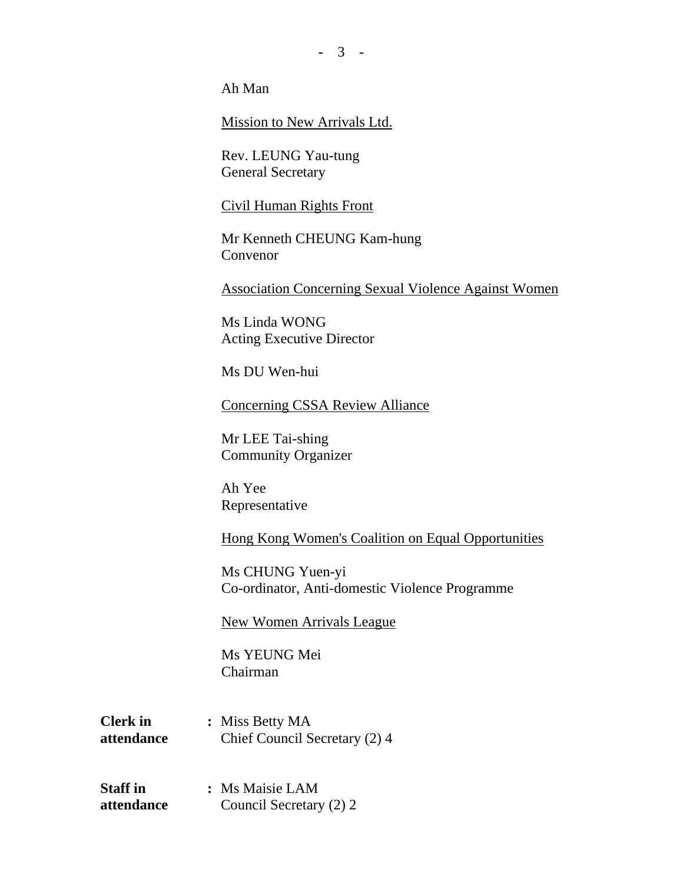Ah Man

<u>Mission to New Arrivals Ltd.</u>

Rev. LEUNG Yau-tung
General Secretary

<u>Civil Human Rights Front</u>

Mr Kenneth CHEUNG Kam-hung
Convenor

<u>Association Concerning Sexual Violence Against Women</u>

Ms Linda WONG
Acting Executive Director

Ms DU Wen-hui

<u>Concerning CSSA Review Alliance</u>

Mr LEE Tai-shing
Community Organizer

Ah Yee
Representative

<u>Hong Kong Women's Coalition on Equal Opportunities</u>

Ms CHUNG Yuen-yi
Co-ordinator, Anti-domestic Violence Programme

<u>New Women Arrivals League</u>

Ms YEUNG Mei
Chairman

**Clerk in attendance** : Miss Betty MA
Chief Council Secretary (2) 4

**Staff in attendance** : Ms Maisie LAM
Council Secretary (2) 2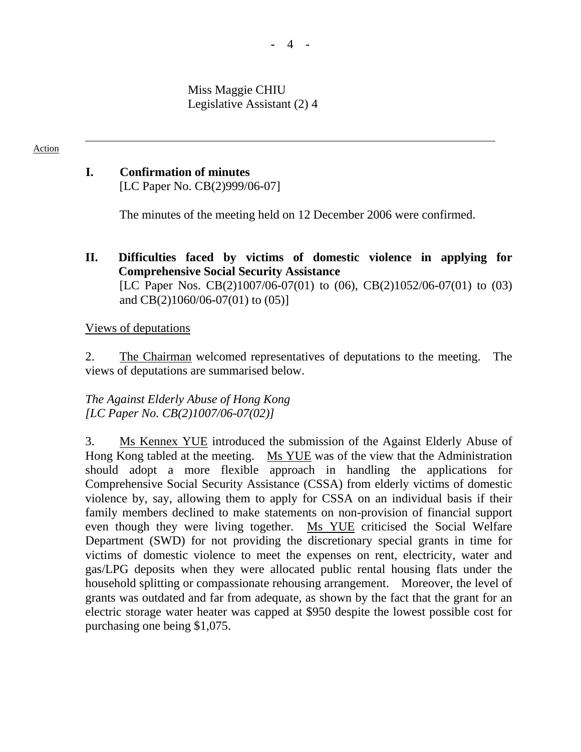Miss Maggie CHIU
Legislative Assistant (2) 4

---

Action

## I. Confirmation of minutes

[LC Paper No. CB(2)999/06-07]

The minutes of the meeting held on 12 December 2006 were confirmed.

## II. Difficulties faced by victims of domestic violence in applying for Comprehensive Social Security Assistance

[LC Paper Nos. CB(2)1007/06-07(01) to (06), CB(2)1052/06-07(01) to (03) and CB(2)1060/06-07(01) to (05)]

Views of deputations

2. The Chairman welcomed representatives of deputations to the meeting. The views of deputations are summarised below.

*The Against Elderly Abuse of Hong Kong*
*[LC Paper No. CB(2)1007/06-07(02)]*

3. Ms Kennex YUE introduced the submission of the Against Elderly Abuse of Hong Kong tabled at the meeting. Ms YUE was of the view that the Administration should adopt a more flexible approach in handling the applications for Comprehensive Social Security Assistance (CSSA) from elderly victims of domestic violence by, say, allowing them to apply for CSSA on an individual basis if their family members declined to make statements on non-provision of financial support even though they were living together. Ms YUE criticised the Social Welfare Department (SWD) for not providing the discretionary special grants in time for victims of domestic violence to meet the expenses on rent, electricity, water and gas/LPG deposits when they were allocated public rental housing flats under the household splitting or compassionate rehousing arrangement. Moreover, the level of grants was outdated and far from adequate, as shown by the fact that the grant for an electric storage water heater was capped at $950 despite the lowest possible cost for purchasing one being $1,075.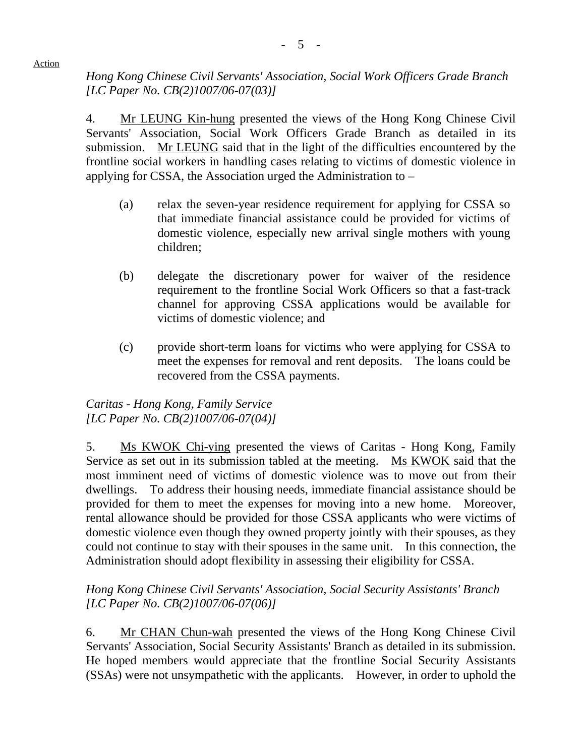Action

*Hong Kong Chinese Civil Servants' Association, Social Work Officers Grade Branch [LC Paper No. CB(2)1007/06-07(03)]*

4. Mr LEUNG Kin-hung presented the views of the Hong Kong Chinese Civil Servants' Association, Social Work Officers Grade Branch as detailed in its submission. Mr LEUNG said that in the light of the difficulties encountered by the frontline social workers in handling cases relating to victims of domestic violence in applying for CSSA, the Association urged the Administration to –

(a) relax the seven-year residence requirement for applying for CSSA so that immediate financial assistance could be provided for victims of domestic violence, especially new arrival single mothers with young children;

(b) delegate the discretionary power for waiver of the residence requirement to the frontline Social Work Officers so that a fast-track channel for approving CSSA applications would be available for victims of domestic violence; and

(c) provide short-term loans for victims who were applying for CSSA to meet the expenses for removal and rent deposits. The loans could be recovered from the CSSA payments.

*Caritas - Hong Kong, Family Service [LC Paper No. CB(2)1007/06-07(04)]*

5. Ms KWOK Chi-ying presented the views of Caritas - Hong Kong, Family Service as set out in its submission tabled at the meeting. Ms KWOK said that the most imminent need of victims of domestic violence was to move out from their dwellings. To address their housing needs, immediate financial assistance should be provided for them to meet the expenses for moving into a new home. Moreover, rental allowance should be provided for those CSSA applicants who were victims of domestic violence even though they owned property jointly with their spouses, as they could not continue to stay with their spouses in the same unit. In this connection, the Administration should adopt flexibility in assessing their eligibility for CSSA.

*Hong Kong Chinese Civil Servants' Association, Social Security Assistants' Branch [LC Paper No. CB(2)1007/06-07(06)]*

6. Mr CHAN Chun-wah presented the views of the Hong Kong Chinese Civil Servants' Association, Social Security Assistants' Branch as detailed in its submission. He hoped members would appreciate that the frontline Social Security Assistants (SSAs) were not unsympathetic with the applicants. However, in order to uphold the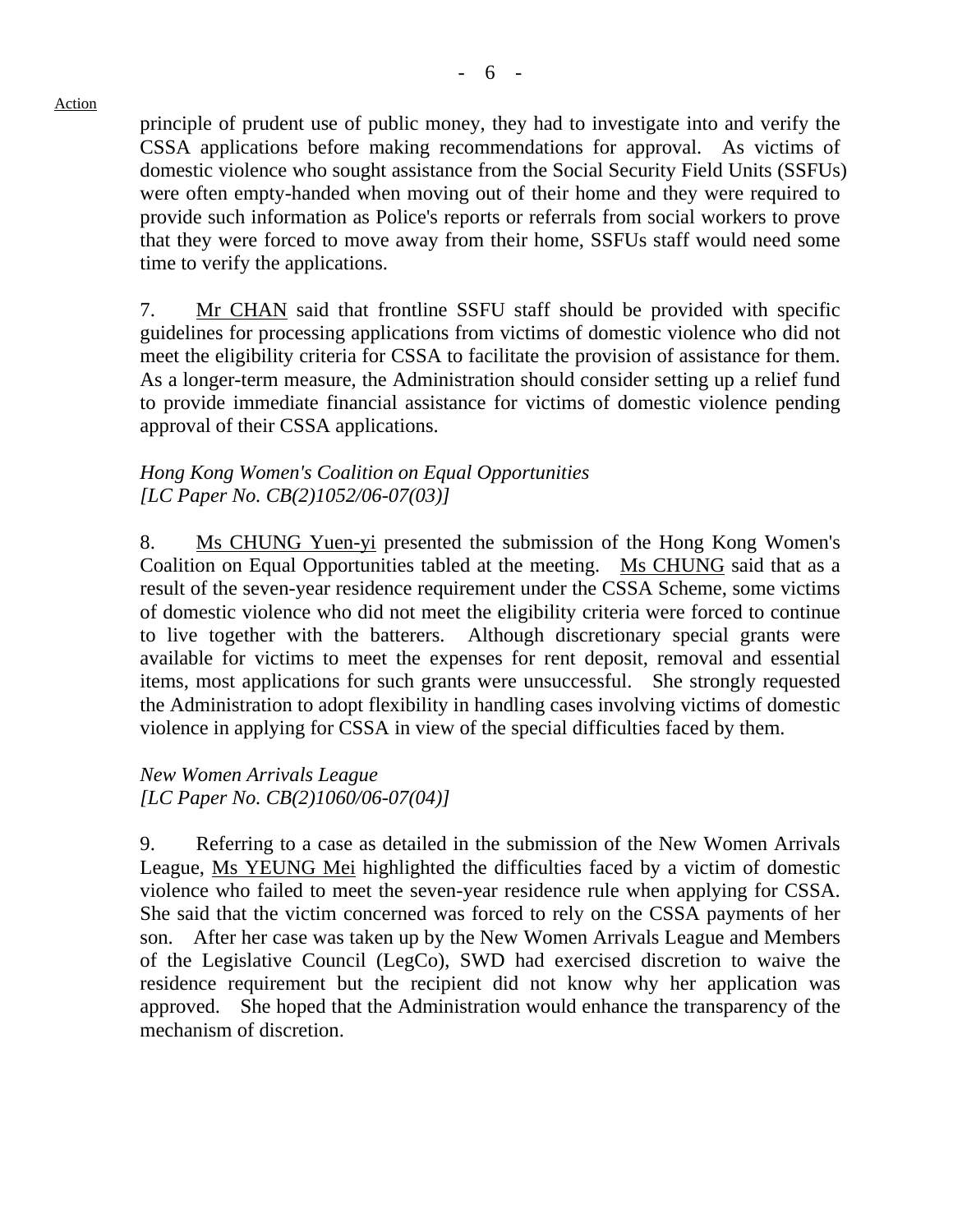Action

principle of prudent use of public money, they had to investigate into and verify the CSSA applications before making recommendations for approval. As victims of domestic violence who sought assistance from the Social Security Field Units (SSFUs) were often empty-handed when moving out of their home and they were required to provide such information as Police's reports or referrals from social workers to prove that they were forced to move away from their home, SSFUs staff would need some time to verify the applications.

7. Mr CHAN said that frontline SSFU staff should be provided with specific guidelines for processing applications from victims of domestic violence who did not meet the eligibility criteria for CSSA to facilitate the provision of assistance for them. As a longer-term measure, the Administration should consider setting up a relief fund to provide immediate financial assistance for victims of domestic violence pending approval of their CSSA applications.

*Hong Kong Women's Coalition on Equal Opportunities*
*[LC Paper No. CB(2)1052/06-07(03)]*

8. Ms CHUNG Yuen-yi presented the submission of the Hong Kong Women's Coalition on Equal Opportunities tabled at the meeting. Ms CHUNG said that as a result of the seven-year residence requirement under the CSSA Scheme, some victims of domestic violence who did not meet the eligibility criteria were forced to continue to live together with the batterers. Although discretionary special grants were available for victims to meet the expenses for rent deposit, removal and essential items, most applications for such grants were unsuccessful. She strongly requested the Administration to adopt flexibility in handling cases involving victims of domestic violence in applying for CSSA in view of the special difficulties faced by them.

*New Women Arrivals League*
*[LC Paper No. CB(2)1060/06-07(04)]*

9. Referring to a case as detailed in the submission of the New Women Arrivals League, Ms YEUNG Mei highlighted the difficulties faced by a victim of domestic violence who failed to meet the seven-year residence rule when applying for CSSA. She said that the victim concerned was forced to rely on the CSSA payments of her son. After her case was taken up by the New Women Arrivals League and Members of the Legislative Council (LegCo), SWD had exercised discretion to waive the residence requirement but the recipient did not know why her application was approved. She hoped that the Administration would enhance the transparency of the mechanism of discretion.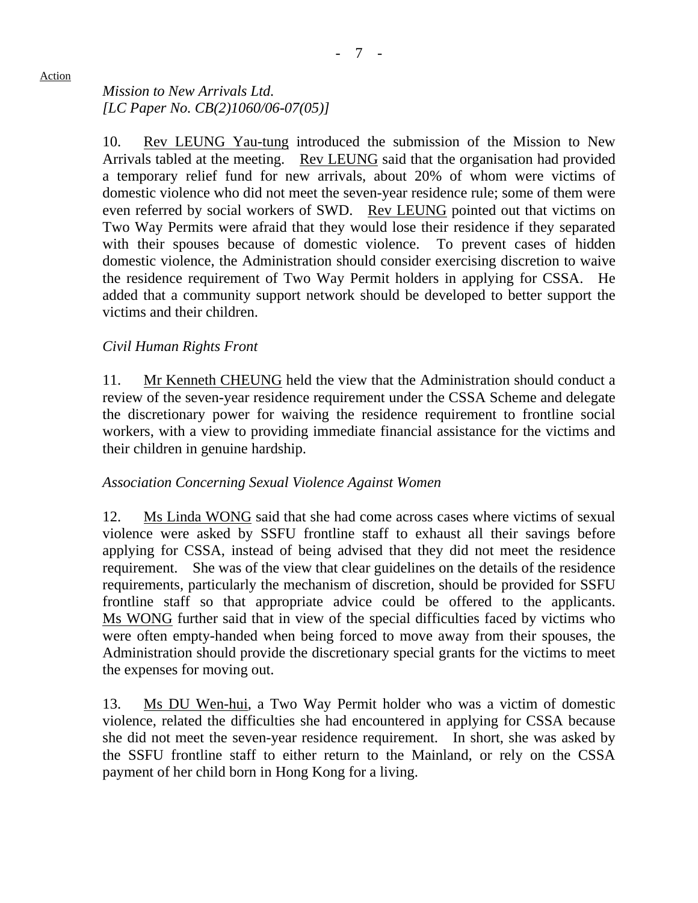Action

*Mission to New Arrivals Ltd.*
*[LC Paper No. CB(2)1060/06-07(05)]*

10. Rev LEUNG Yau-tung introduced the submission of the Mission to New Arrivals tabled at the meeting. Rev LEUNG said that the organisation had provided a temporary relief fund for new arrivals, about 20% of whom were victims of domestic violence who did not meet the seven-year residence rule; some of them were even referred by social workers of SWD. Rev LEUNG pointed out that victims on Two Way Permits were afraid that they would lose their residence if they separated with their spouses because of domestic violence. To prevent cases of hidden domestic violence, the Administration should consider exercising discretion to waive the residence requirement of Two Way Permit holders in applying for CSSA. He added that a community support network should be developed to better support the victims and their children.

*Civil Human Rights Front*

11. Mr Kenneth CHEUNG held the view that the Administration should conduct a review of the seven-year residence requirement under the CSSA Scheme and delegate the discretionary power for waiving the residence requirement to frontline social workers, with a view to providing immediate financial assistance for the victims and their children in genuine hardship.

*Association Concerning Sexual Violence Against Women*

12. Ms Linda WONG said that she had come across cases where victims of sexual violence were asked by SSFU frontline staff to exhaust all their savings before applying for CSSA, instead of being advised that they did not meet the residence requirement. She was of the view that clear guidelines on the details of the residence requirements, particularly the mechanism of discretion, should be provided for SSFU frontline staff so that appropriate advice could be offered to the applicants. Ms WONG further said that in view of the special difficulties faced by victims who were often empty-handed when being forced to move away from their spouses, the Administration should provide the discretionary special grants for the victims to meet the expenses for moving out.

13. Ms DU Wen-hui, a Two Way Permit holder who was a victim of domestic violence, related the difficulties she had encountered in applying for CSSA because she did not meet the seven-year residence requirement. In short, she was asked by the SSFU frontline staff to either return to the Mainland, or rely on the CSSA payment of her child born in Hong Kong for a living.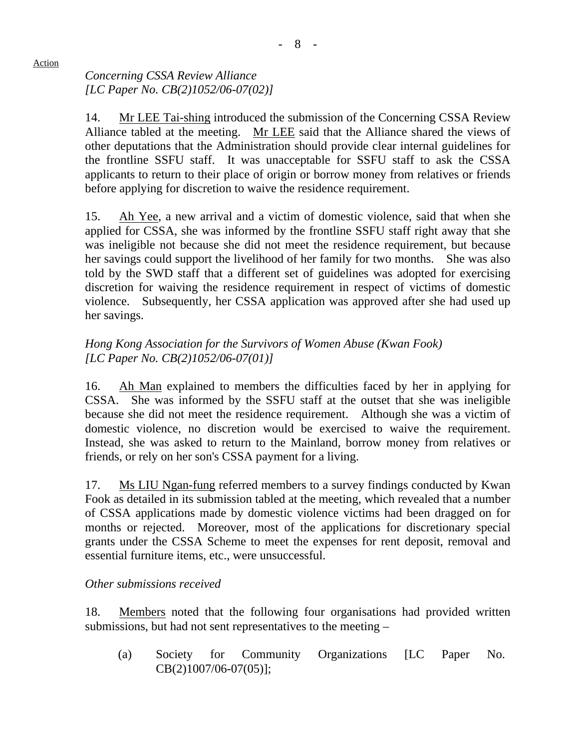Action

*Concerning CSSA Review Alliance*
*[LC Paper No. CB(2)1052/06-07(02)]*

14. Mr LEE Tai-shing introduced the submission of the Concerning CSSA Review Alliance tabled at the meeting. Mr LEE said that the Alliance shared the views of other deputations that the Administration should provide clear internal guidelines for the frontline SSFU staff. It was unacceptable for SSFU staff to ask the CSSA applicants to return to their place of origin or borrow money from relatives or friends before applying for discretion to waive the residence requirement.

15. Ah Yee, a new arrival and a victim of domestic violence, said that when she applied for CSSA, she was informed by the frontline SSFU staff right away that she was ineligible not because she did not meet the residence requirement, but because her savings could support the livelihood of her family for two months. She was also told by the SWD staff that a different set of guidelines was adopted for exercising discretion for waiving the residence requirement in respect of victims of domestic violence. Subsequently, her CSSA application was approved after she had used up her savings.

*Hong Kong Association for the Survivors of Women Abuse (Kwan Fook)*
*[LC Paper No. CB(2)1052/06-07(01)]*

16. Ah Man explained to members the difficulties faced by her in applying for CSSA. She was informed by the SSFU staff at the outset that she was ineligible because she did not meet the residence requirement. Although she was a victim of domestic violence, no discretion would be exercised to waive the requirement. Instead, she was asked to return to the Mainland, borrow money from relatives or friends, or rely on her son's CSSA payment for a living.

17. Ms LIU Ngan-fung referred members to a survey findings conducted by Kwan Fook as detailed in its submission tabled at the meeting, which revealed that a number of CSSA applications made by domestic violence victims had been dragged on for months or rejected. Moreover, most of the applications for discretionary special grants under the CSSA Scheme to meet the expenses for rent deposit, removal and essential furniture items, etc., were unsuccessful.

*Other submissions received*

18. Members noted that the following four organisations had provided written submissions, but had not sent representatives to the meeting –

(a) Society for Community Organizations [LC Paper No. CB(2)1007/06-07(05)];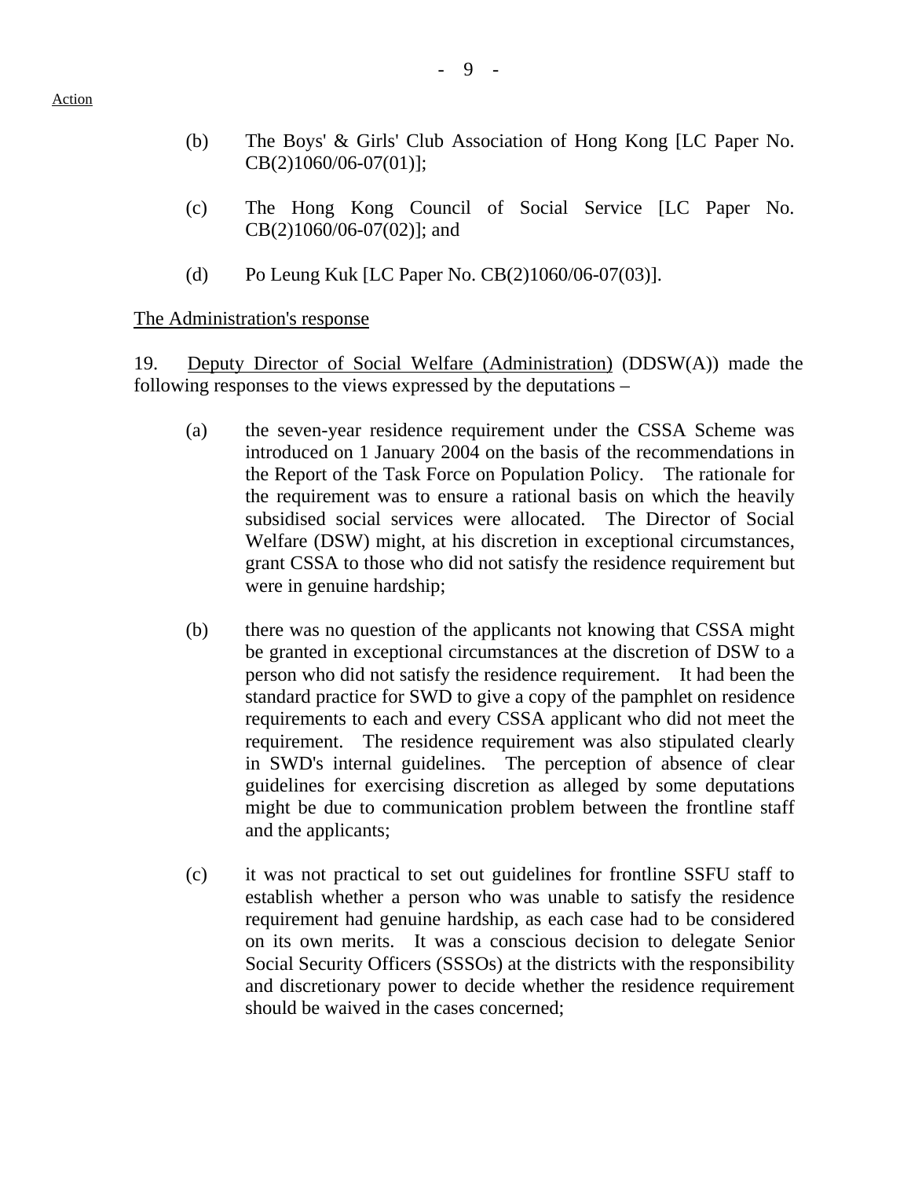(b) The Boys' & Girls' Club Association of Hong Kong [LC Paper No. CB(2)1060/06-07(01)];

(c) The Hong Kong Council of Social Service [LC Paper No. CB(2)1060/06-07(02)]; and

(d) Po Leung Kuk [LC Paper No. CB(2)1060/06-07(03)].

<u>The Administration's response</u>

19. <u>Deputy Director of Social Welfare (Administration)</u> (DDSW(A)) made the following responses to the views expressed by the deputations –

(a) the seven-year residence requirement under the CSSA Scheme was introduced on 1 January 2004 on the basis of the recommendations in the Report of the Task Force on Population Policy. The rationale for the requirement was to ensure a rational basis on which the heavily subsidised social services were allocated. The Director of Social Welfare (DSW) might, at his discretion in exceptional circumstances, grant CSSA to those who did not satisfy the residence requirement but were in genuine hardship;

(b) there was no question of the applicants not knowing that CSSA might be granted in exceptional circumstances at the discretion of DSW to a person who did not satisfy the residence requirement. It had been the standard practice for SWD to give a copy of the pamphlet on residence requirements to each and every CSSA applicant who did not meet the requirement. The residence requirement was also stipulated clearly in SWD's internal guidelines. The perception of absence of clear guidelines for exercising discretion as alleged by some deputations might be due to communication problem between the frontline staff and the applicants;

(c) it was not practical to set out guidelines for frontline SSFU staff to establish whether a person who was unable to satisfy the residence requirement had genuine hardship, as each case had to be considered on its own merits. It was a conscious decision to delegate Senior Social Security Officers (SSSOs) at the districts with the responsibility and discretionary power to decide whether the residence requirement should be waived in the cases concerned;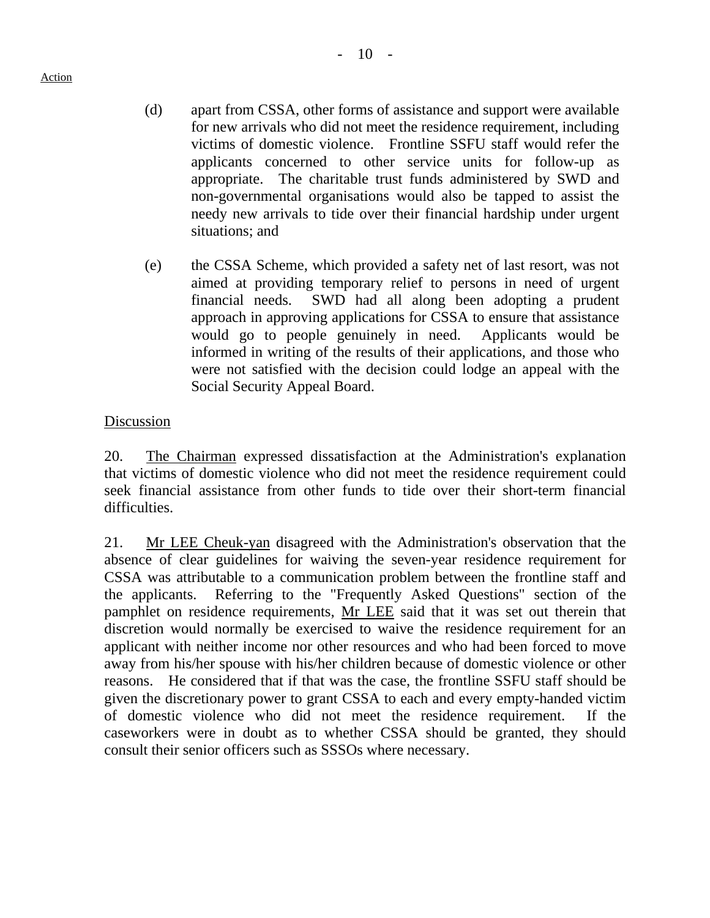(d) apart from CSSA, other forms of assistance and support were available for new arrivals who did not meet the residence requirement, including victims of domestic violence. Frontline SSFU staff would refer the applicants concerned to other service units for follow-up as appropriate. The charitable trust funds administered by SWD and non-governmental organisations would also be tapped to assist the needy new arrivals to tide over their financial hardship under urgent situations; and

(e) the CSSA Scheme, which provided a safety net of last resort, was not aimed at providing temporary relief to persons in need of urgent financial needs. SWD had all along been adopting a prudent approach in approving applications for CSSA to ensure that assistance would go to people genuinely in need. Applicants would be informed in writing of the results of their applications, and those who were not satisfied with the decision could lodge an appeal with the Social Security Appeal Board.

Discussion

20. The Chairman expressed dissatisfaction at the Administration's explanation that victims of domestic violence who did not meet the residence requirement could seek financial assistance from other funds to tide over their short-term financial difficulties.

21. Mr LEE Cheuk-yan disagreed with the Administration's observation that the absence of clear guidelines for waiving the seven-year residence requirement for CSSA was attributable to a communication problem between the frontline staff and the applicants. Referring to the "Frequently Asked Questions" section of the pamphlet on residence requirements, Mr LEE said that it was set out therein that discretion would normally be exercised to waive the residence requirement for an applicant with neither income nor other resources and who had been forced to move away from his/her spouse with his/her children because of domestic violence or other reasons. He considered that if that was the case, the frontline SSFU staff should be given the discretionary power to grant CSSA to each and every empty-handed victim of domestic violence who did not meet the residence requirement. If the caseworkers were in doubt as to whether CSSA should be granted, they should consult their senior officers such as SSSOs where necessary.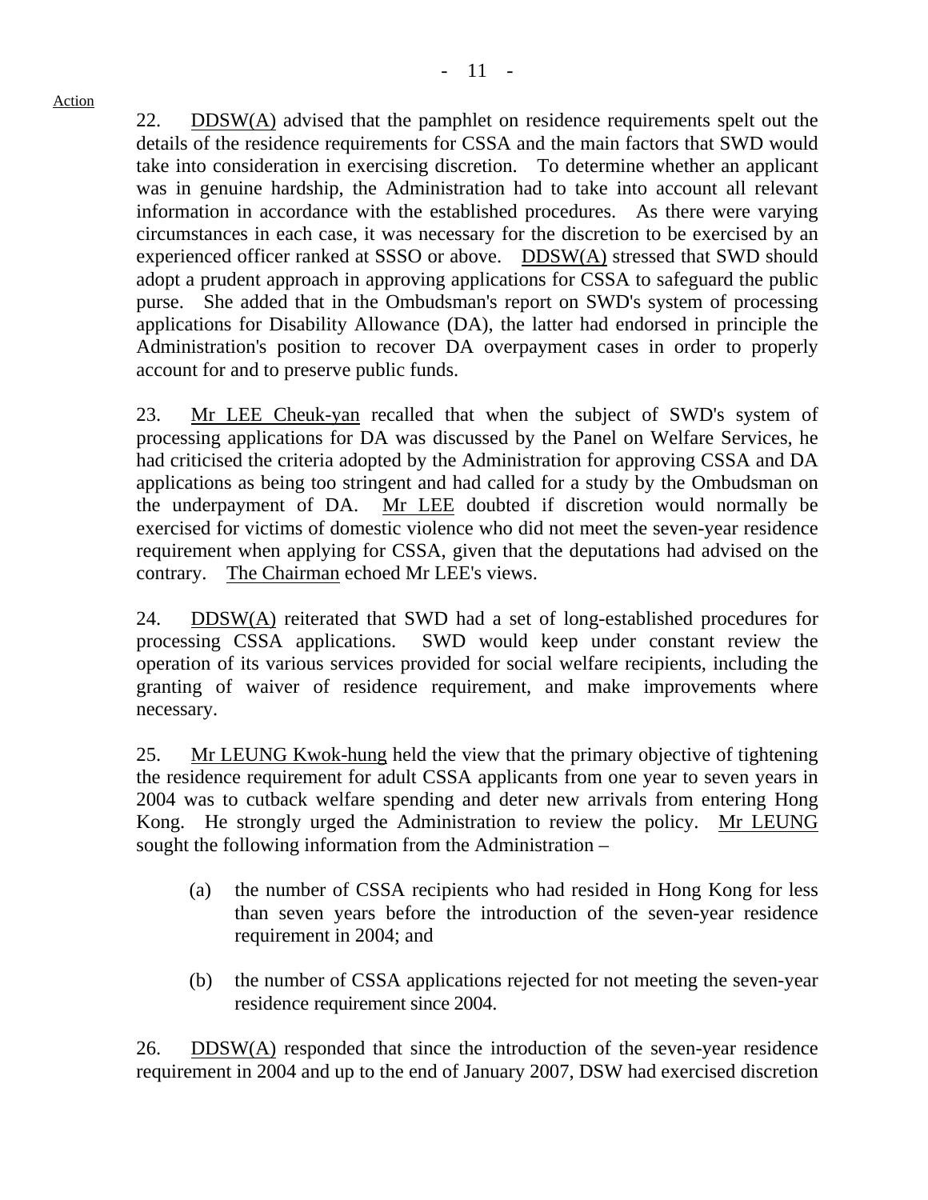Action

22. DDSW(A) advised that the pamphlet on residence requirements spelt out the details of the residence requirements for CSSA and the main factors that SWD would take into consideration in exercising discretion. To determine whether an applicant was in genuine hardship, the Administration had to take into account all relevant information in accordance with the established procedures. As there were varying circumstances in each case, it was necessary for the discretion to be exercised by an experienced officer ranked at SSSO or above. DDSW(A) stressed that SWD should adopt a prudent approach in approving applications for CSSA to safeguard the public purse. She added that in the Ombudsman's report on SWD's system of processing applications for Disability Allowance (DA), the latter had endorsed in principle the Administration's position to recover DA overpayment cases in order to properly account for and to preserve public funds.

23. Mr LEE Cheuk-yan recalled that when the subject of SWD's system of processing applications for DA was discussed by the Panel on Welfare Services, he had criticised the criteria adopted by the Administration for approving CSSA and DA applications as being too stringent and had called for a study by the Ombudsman on the underpayment of DA. Mr LEE doubted if discretion would normally be exercised for victims of domestic violence who did not meet the seven-year residence requirement when applying for CSSA, given that the deputations had advised on the contrary. The Chairman echoed Mr LEE's views.

24. DDSW(A) reiterated that SWD had a set of long-established procedures for processing CSSA applications. SWD would keep under constant review the operation of its various services provided for social welfare recipients, including the granting of waiver of residence requirement, and make improvements where necessary.

25. Mr LEUNG Kwok-hung held the view that the primary objective of tightening the residence requirement for adult CSSA applicants from one year to seven years in 2004 was to cutback welfare spending and deter new arrivals from entering Hong Kong. He strongly urged the Administration to review the policy. Mr LEUNG sought the following information from the Administration –

(a) the number of CSSA recipients who had resided in Hong Kong for less than seven years before the introduction of the seven-year residence requirement in 2004; and

(b) the number of CSSA applications rejected for not meeting the seven-year residence requirement since 2004.

26. DDSW(A) responded that since the introduction of the seven-year residence requirement in 2004 and up to the end of January 2007, DSW had exercised discretion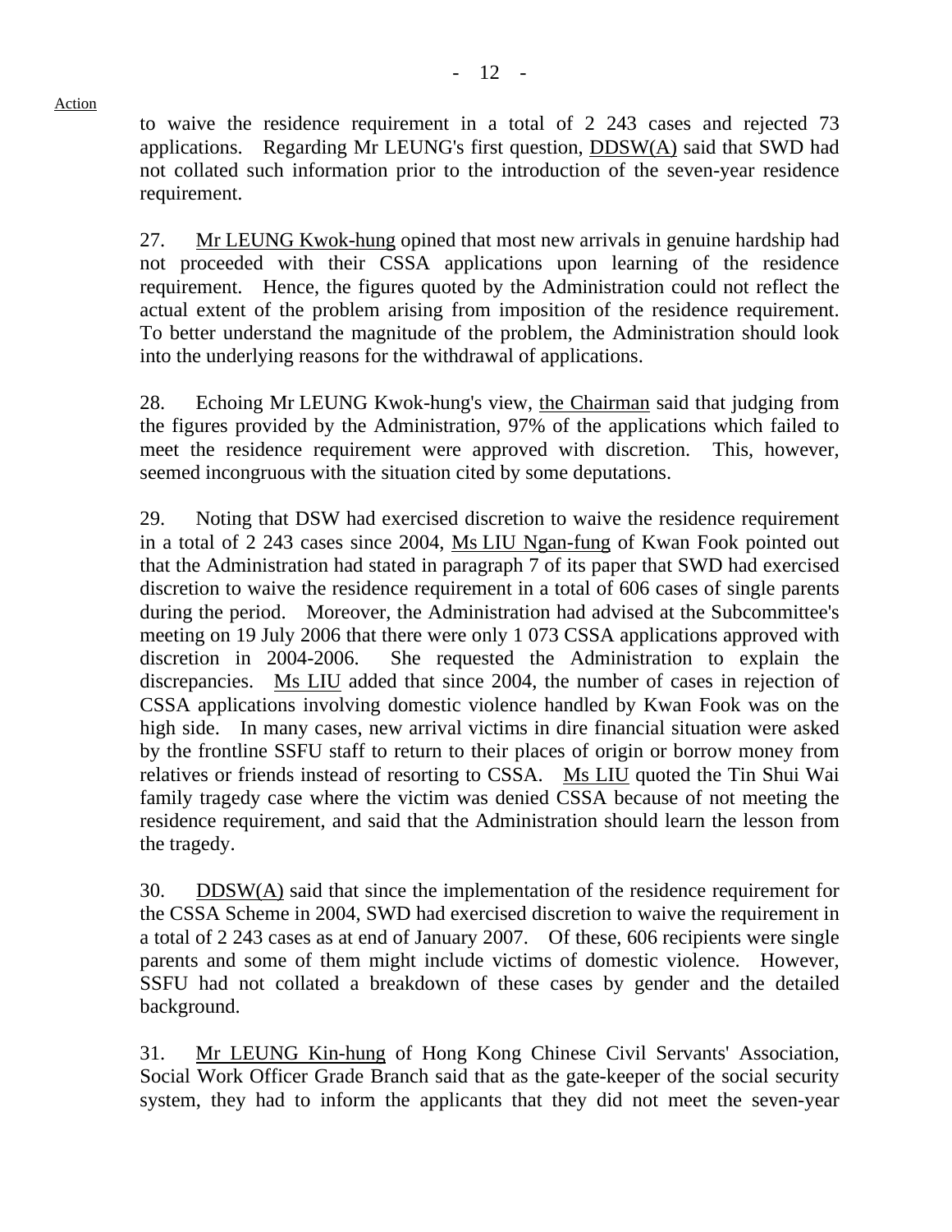Action

to waive the residence requirement in a total of 2 243 cases and rejected 73 applications. Regarding Mr LEUNG's first question, DDSW(A) said that SWD had not collated such information prior to the introduction of the seven-year residence requirement.

27. Mr LEUNG Kwok-hung opined that most new arrivals in genuine hardship had not proceeded with their CSSA applications upon learning of the residence requirement. Hence, the figures quoted by the Administration could not reflect the actual extent of the problem arising from imposition of the residence requirement. To better understand the magnitude of the problem, the Administration should look into the underlying reasons for the withdrawal of applications.

28. Echoing Mr LEUNG Kwok-hung's view, the Chairman said that judging from the figures provided by the Administration, 97% of the applications which failed to meet the residence requirement were approved with discretion. This, however, seemed incongruous with the situation cited by some deputations.

29. Noting that DSW had exercised discretion to waive the residence requirement in a total of 2 243 cases since 2004, Ms LIU Ngan-fung of Kwan Fook pointed out that the Administration had stated in paragraph 7 of its paper that SWD had exercised discretion to waive the residence requirement in a total of 606 cases of single parents during the period. Moreover, the Administration had advised at the Subcommittee's meeting on 19 July 2006 that there were only 1 073 CSSA applications approved with discretion in 2004-2006. She requested the Administration to explain the discrepancies. Ms LIU added that since 2004, the number of cases in rejection of CSSA applications involving domestic violence handled by Kwan Fook was on the high side. In many cases, new arrival victims in dire financial situation were asked by the frontline SSFU staff to return to their places of origin or borrow money from relatives or friends instead of resorting to CSSA. Ms LIU quoted the Tin Shui Wai family tragedy case where the victim was denied CSSA because of not meeting the residence requirement, and said that the Administration should learn the lesson from the tragedy.

30. DDSW(A) said that since the implementation of the residence requirement for the CSSA Scheme in 2004, SWD had exercised discretion to waive the requirement in a total of 2 243 cases as at end of January 2007. Of these, 606 recipients were single parents and some of them might include victims of domestic violence. However, SSFU had not collated a breakdown of these cases by gender and the detailed background.

31. Mr LEUNG Kin-hung of Hong Kong Chinese Civil Servants' Association, Social Work Officer Grade Branch said that as the gate-keeper of the social security system, they had to inform the applicants that they did not meet the seven-year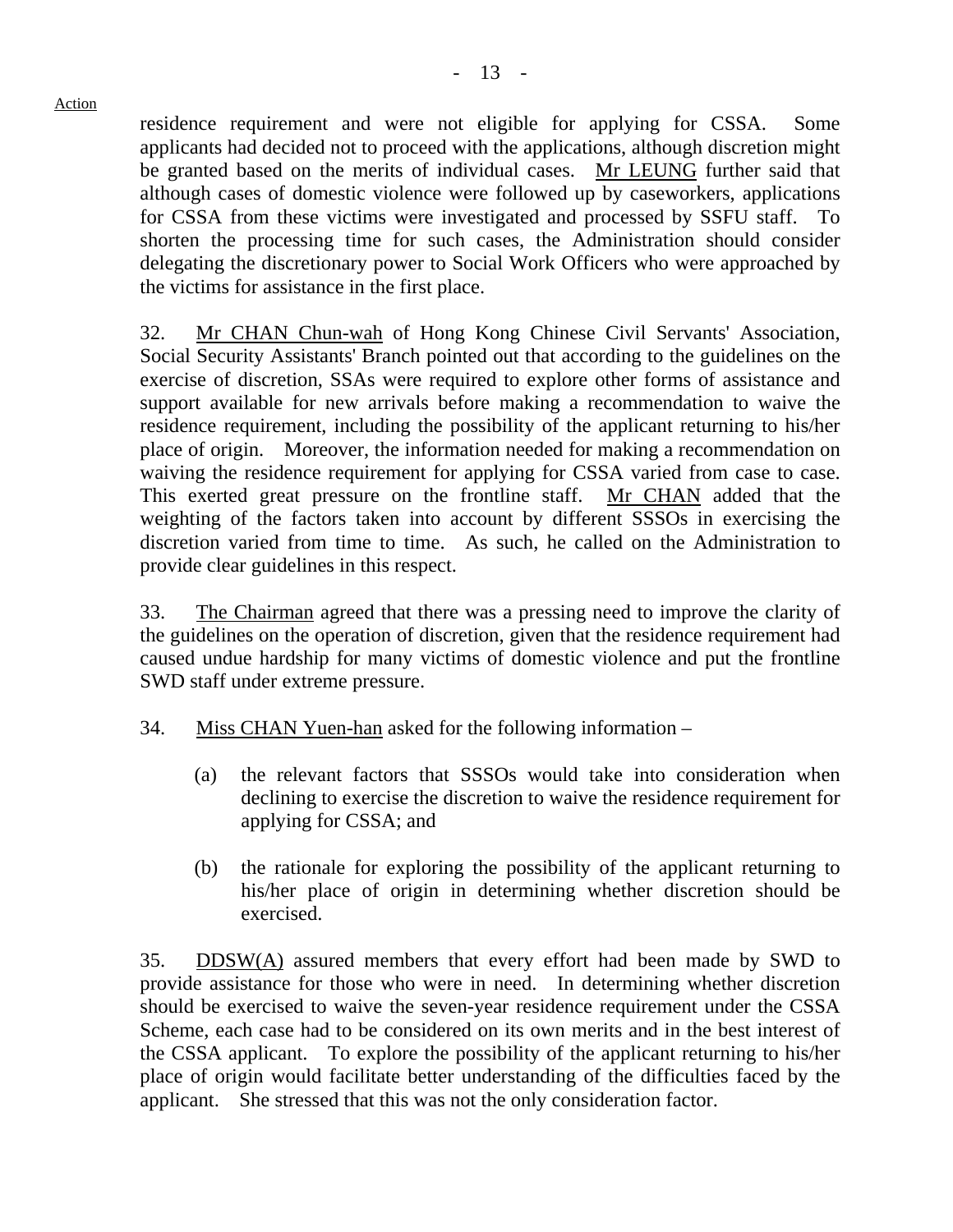Action

residence requirement and were not eligible for applying for CSSA. Some applicants had decided not to proceed with the applications, although discretion might be granted based on the merits of individual cases. Mr LEUNG further said that although cases of domestic violence were followed up by caseworkers, applications for CSSA from these victims were investigated and processed by SSFU staff. To shorten the processing time for such cases, the Administration should consider delegating the discretionary power to Social Work Officers who were approached by the victims for assistance in the first place.

32. Mr CHAN Chun-wah of Hong Kong Chinese Civil Servants' Association, Social Security Assistants' Branch pointed out that according to the guidelines on the exercise of discretion, SSAs were required to explore other forms of assistance and support available for new arrivals before making a recommendation to waive the residence requirement, including the possibility of the applicant returning to his/her place of origin. Moreover, the information needed for making a recommendation on waiving the residence requirement for applying for CSSA varied from case to case. This exerted great pressure on the frontline staff. Mr CHAN added that the weighting of the factors taken into account by different SSSOs in exercising the discretion varied from time to time. As such, he called on the Administration to provide clear guidelines in this respect.

33. The Chairman agreed that there was a pressing need to improve the clarity of the guidelines on the operation of discretion, given that the residence requirement had caused undue hardship for many victims of domestic violence and put the frontline SWD staff under extreme pressure.

34. Miss CHAN Yuen-han asked for the following information –

(a) the relevant factors that SSSOs would take into consideration when declining to exercise the discretion to waive the residence requirement for applying for CSSA; and

(b) the rationale for exploring the possibility of the applicant returning to his/her place of origin in determining whether discretion should be exercised.

35. DDSW(A) assured members that every effort had been made by SWD to provide assistance for those who were in need. In determining whether discretion should be exercised to waive the seven-year residence requirement under the CSSA Scheme, each case had to be considered on its own merits and in the best interest of the CSSA applicant. To explore the possibility of the applicant returning to his/her place of origin would facilitate better understanding of the difficulties faced by the applicant. She stressed that this was not the only consideration factor.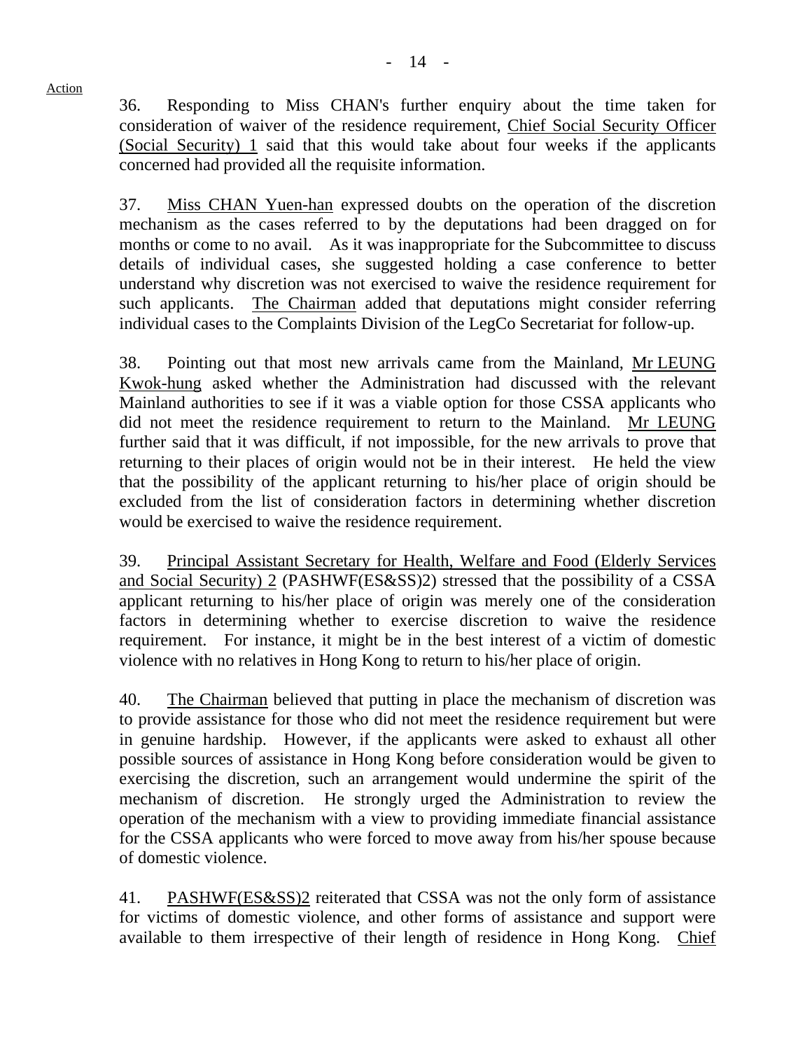Action

36. Responding to Miss CHAN's further enquiry about the time taken for consideration of waiver of the residence requirement, Chief Social Security Officer (Social Security) 1 said that this would take about four weeks if the applicants concerned had provided all the requisite information.

37. Miss CHAN Yuen-han expressed doubts on the operation of the discretion mechanism as the cases referred to by the deputations had been dragged on for months or come to no avail. As it was inappropriate for the Subcommittee to discuss details of individual cases, she suggested holding a case conference to better understand why discretion was not exercised to waive the residence requirement for such applicants. The Chairman added that deputations might consider referring individual cases to the Complaints Division of the LegCo Secretariat for follow-up.

38. Pointing out that most new arrivals came from the Mainland, Mr LEUNG Kwok-hung asked whether the Administration had discussed with the relevant Mainland authorities to see if it was a viable option for those CSSA applicants who did not meet the residence requirement to return to the Mainland. Mr LEUNG further said that it was difficult, if not impossible, for the new arrivals to prove that returning to their places of origin would not be in their interest. He held the view that the possibility of the applicant returning to his/her place of origin should be excluded from the list of consideration factors in determining whether discretion would be exercised to waive the residence requirement.

39. Principal Assistant Secretary for Health, Welfare and Food (Elderly Services and Social Security) 2 (PASHWF(ES&SS)2) stressed that the possibility of a CSSA applicant returning to his/her place of origin was merely one of the consideration factors in determining whether to exercise discretion to waive the residence requirement. For instance, it might be in the best interest of a victim of domestic violence with no relatives in Hong Kong to return to his/her place of origin.

40. The Chairman believed that putting in place the mechanism of discretion was to provide assistance for those who did not meet the residence requirement but were in genuine hardship. However, if the applicants were asked to exhaust all other possible sources of assistance in Hong Kong before consideration would be given to exercising the discretion, such an arrangement would undermine the spirit of the mechanism of discretion. He strongly urged the Administration to review the operation of the mechanism with a view to providing immediate financial assistance for the CSSA applicants who were forced to move away from his/her spouse because of domestic violence.

41. PASHWF(ES&SS)2 reiterated that CSSA was not the only form of assistance for victims of domestic violence, and other forms of assistance and support were available to them irrespective of their length of residence in Hong Kong. Chief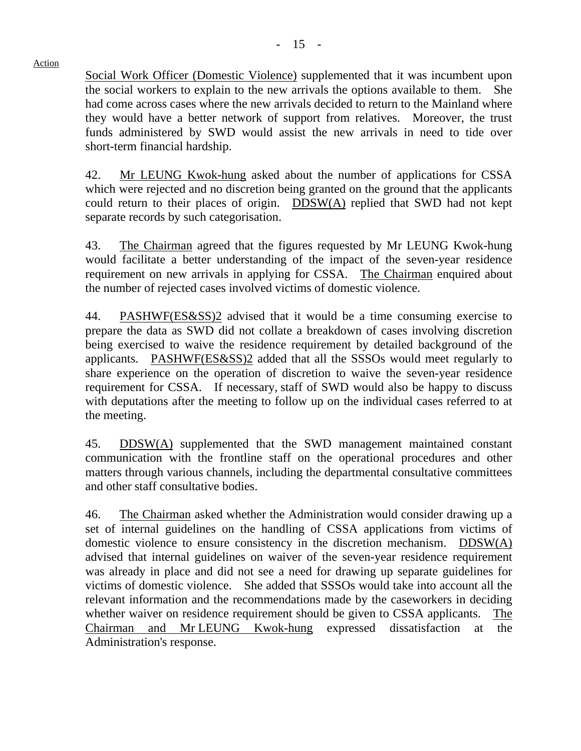Action

Social Work Officer (Domestic Violence) supplemented that it was incumbent upon the social workers to explain to the new arrivals the options available to them. She had come across cases where the new arrivals decided to return to the Mainland where they would have a better network of support from relatives. Moreover, the trust funds administered by SWD would assist the new arrivals in need to tide over short-term financial hardship.

42. Mr LEUNG Kwok-hung asked about the number of applications for CSSA which were rejected and no discretion being granted on the ground that the applicants could return to their places of origin. DDSW(A) replied that SWD had not kept separate records by such categorisation.

43. The Chairman agreed that the figures requested by Mr LEUNG Kwok-hung would facilitate a better understanding of the impact of the seven-year residence requirement on new arrivals in applying for CSSA. The Chairman enquired about the number of rejected cases involved victims of domestic violence.

44. PASHWF(ES&SS)2 advised that it would be a time consuming exercise to prepare the data as SWD did not collate a breakdown of cases involving discretion being exercised to waive the residence requirement by detailed background of the applicants. PASHWF(ES&SS)2 added that all the SSSOs would meet regularly to share experience on the operation of discretion to waive the seven-year residence requirement for CSSA. If necessary, staff of SWD would also be happy to discuss with deputations after the meeting to follow up on the individual cases referred to at the meeting.

45. DDSW(A) supplemented that the SWD management maintained constant communication with the frontline staff on the operational procedures and other matters through various channels, including the departmental consultative committees and other staff consultative bodies.

46. The Chairman asked whether the Administration would consider drawing up a set of internal guidelines on the handling of CSSA applications from victims of domestic violence to ensure consistency in the discretion mechanism. DDSW(A) advised that internal guidelines on waiver of the seven-year residence requirement was already in place and did not see a need for drawing up separate guidelines for victims of domestic violence. She added that SSSOs would take into account all the relevant information and the recommendations made by the caseworkers in deciding whether waiver on residence requirement should be given to CSSA applicants. The Chairman and Mr LEUNG Kwok-hung expressed dissatisfaction at the Administration's response.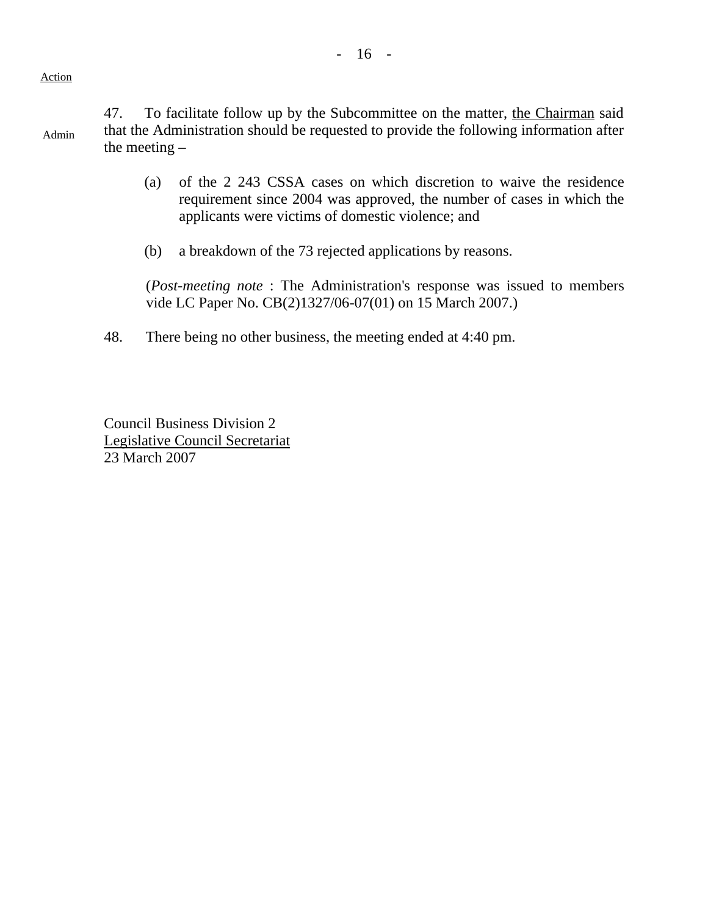Action

Admin

47. To facilitate follow up by the Subcommittee on the matter, the Chairman said that the Administration should be requested to provide the following information after the meeting –

(a) of the 2 243 CSSA cases on which discretion to waive the residence requirement since 2004 was approved, the number of cases in which the applicants were victims of domestic violence; and

(b) a breakdown of the 73 rejected applications by reasons.

(*Post-meeting note* : The Administration's response was issued to members vide LC Paper No. CB(2)1327/06-07(01) on 15 March 2007.)

48. There being no other business, the meeting ended at 4:40 pm.

Council Business Division 2
Legislative Council Secretariat
23 March 2007